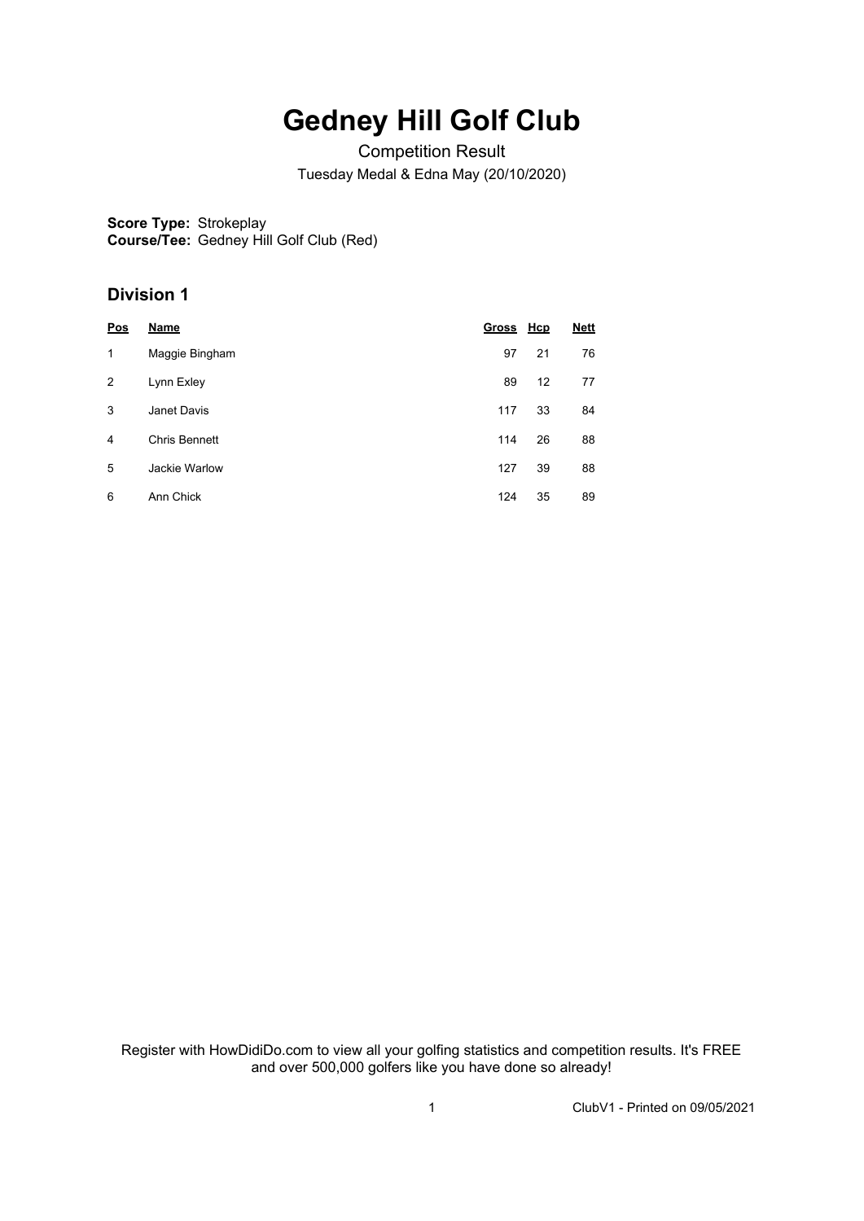# Gedney Hill Golf Club

Competition Result

Tuesday Medal & Edna May (20/10/2020)

**Score Type:** Strokeplay
**Course/Tee:** Gedney Hill Golf Club (Red)

## Division 1

| Pos | Name | Gross | Hcp | Nett |
|---|---|---|---|---|
| 1 | Maggie Bingham | 97 | 21 | 76 |
| 2 | Lynn Exley | 89 | 12 | 77 |
| 3 | Janet Davis | 117 | 33 | 84 |
| 4 | Chris Bennett | 114 | 26 | 88 |
| 5 | Jackie Warlow | 127 | 39 | 88 |
| 6 | Ann Chick | 124 | 35 | 89 |

Register with HowDidiDo.com to view all your golfing statistics and competition results. It's FREE and over 500,000 golfers like you have done so already!

ClubV1 - Printed on 09/05/2021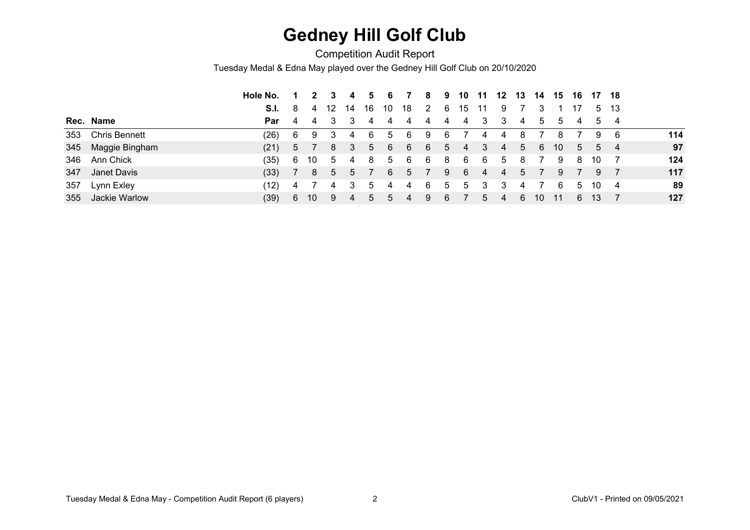# Gedney Hill Golf Club

Competition Audit Report

Tuesday Medal & Edna May played over the Gedney Hill Golf Club on 20/10/2020

| | | Hole No. | 1 | 2 | 3 | 4 | 5 | 6 | 7 | 8 | 9 | 10 | 11 | 12 | 13 | 14 | 15 | 16 | 17 | 18 | |
|---|---|---|---|---|---|---|---|---|---|---|---|---|---|---|---|---|---|---|---|---|---|
| | | S.I. | 8 | 4 | 12 | 14 | 16 | 10 | 18 | 2 | 6 | 15 | 11 | 9 | 7 | 3 | 1 | 17 | 5 | 13 | |
| **Rec.** | **Name** | **Par** | 4 | 4 | 3 | 3 | 4 | 4 | 4 | 4 | 4 | 4 | 3 | 3 | 4 | 5 | 5 | 4 | 5 | 4 | |
| 353 | Chris Bennett | (26) | 6 | 9 | 3 | 4 | 6 | 5 | 6 | 9 | 6 | 7 | 4 | 4 | 8 | 7 | 8 | 7 | 9 | 6 | **114** |
| 345 | Maggie Bingham | (21) | 5 | 7 | 8 | 3 | 5 | 6 | 6 | 6 | 5 | 4 | 3 | 4 | 5 | 6 | 10 | 5 | 5 | 4 | **97** |
| 346 | Ann Chick | (35) | 6 | 10 | 5 | 4 | 8 | 5 | 6 | 6 | 8 | 6 | 6 | 5 | 8 | 7 | 9 | 8 | 10 | 7 | **124** |
| 347 | Janet Davis | (33) | 7 | 8 | 5 | 5 | 7 | 6 | 5 | 7 | 9 | 6 | 4 | 4 | 5 | 7 | 9 | 7 | 9 | 7 | **117** |
| 357 | Lynn Exley | (12) | 4 | 7 | 4 | 3 | 5 | 4 | 4 | 6 | 5 | 5 | 3 | 3 | 4 | 7 | 6 | 5 | 10 | 4 | **89** |
| 355 | Jackie Warlow | (39) | 6 | 10 | 9 | 4 | 5 | 5 | 4 | 9 | 6 | 7 | 5 | 4 | 6 | 10 | 11 | 6 | 13 | 7 | **127** |